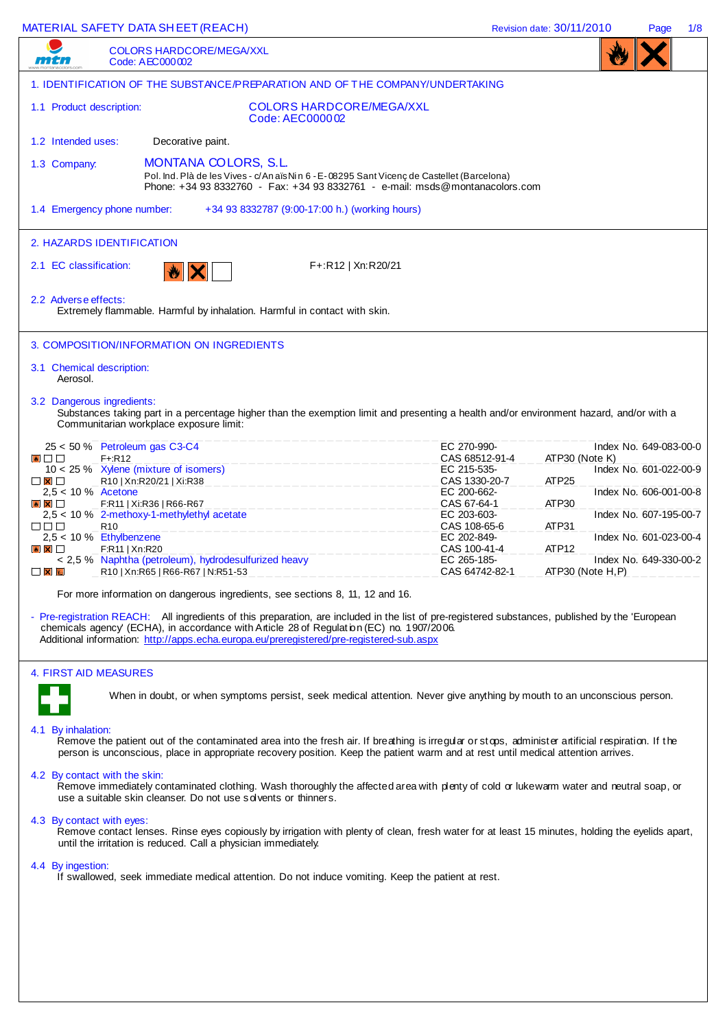# MATERIAL SAFETY DATA SHEET (REACH)

Revision date: 30/11/2010

COLORS HARDCORE/MEGA/XXL
Code: AEC000002

## 1. IDENTIFICATION OF THE SUBSTANCE/PREPARATION AND OF THE COMPANY/UNDERTAKING

**1.1 Product description:** COLORS HARDCORE/MEGA/XXL
Code: AEC000002

**1.2 Intended uses:** Decorative paint.

**1.3 Company:** MONTANA COLORS, S.L.
Pol. Ind. Plà de les Vives - c/Anaïs Nin 6 - E-08295 Sant Vicenç de Castellet (Barcelona)
Phone: +34 93 8332760 - Fax: +34 93 8332761 - e-mail: msds@montanacolors.com

**1.4 Emergency phone number:** +34 93 8332787 (9:00-17:00 h.) (working hours)

## 2. HAZARDS IDENTIFICATION

**2.1 EC classification:** F+:R12 | Xn:R20/21

**2.2 Adverse effects:**
Extremely flammable. Harmful by inhalation. Harmful in contact with skin.

## 3. COMPOSITION/INFORMATION ON INGREDIENTS

**3.1 Chemical description:**
Aerosol.

**3.2 Dangerous ingredients:**
Substances taking part in a percentage higher than the exemption limit and presenting a health and/or environment hazard, and/or with a Communitarian workplace exposure limit:

| % | Ingredient / Classification | EC / CAS | ATP | Index No. |
|---|---|---|---|---|
| 25 < 50 % | Petroleum gas C3-C4<br>F+:R12 | EC 270-990-<br>CAS 68512-91-4 | ATP30 (Note K) | Index No. 649-083-00-0 |
| 10 < 25 % | Xylene (mixture of isomers)<br>R10 \| Xn:R20/21 \| Xi:R38 | EC 215-535-<br>CAS 1330-20-7 | ATP25 | Index No. 601-022-00-9 |
| 2,5 < 10 % | Acetone<br>F:R11 \| Xi:R36 \| R66-R67 | EC 200-662-<br>CAS 67-64-1 | ATP30 | Index No. 606-001-00-8 |
| 2,5 < 10 % | 2-methoxy-1-methylethyl acetate<br>R10 | EC 203-603-<br>CAS 108-65-6 | ATP31 | Index No. 607-195-00-7 |
| 2,5 < 10 % | Ethylbenzene<br>F:R11 \| Xn:R20 | EC 202-849-<br>CAS 100-41-4 | ATP12 | Index No. 601-023-00-4 |
| < 2,5 % | Naphtha (petroleum), hydrodesulfurized heavy<br>R10 \| Xn:R65 \| R66-R67 \| N:R51-53 | EC 265-185-<br>CAS 64742-82-1 | ATP30 (Note H,P) | Index No. 649-330-00-2 |

For more information on dangerous ingredients, see sections 8, 11, 12 and 16.

- Pre-registration REACH: All ingredients of this preparation, are included in the list of pre-registered substances, published by the 'European chemicals agency' (ECHA), in accordance with Article 28 of Regulation (EC) no. 1907/2006.
  Additional information: http://apps.echa.europa.eu/preregistered/pre-registered-sub.aspx

## 4. FIRST AID MEASURES

When in doubt, or when symptoms persist, seek medical attention. Never give anything by mouth to an unconscious person.

**4.1 By inhalation:**
Remove the patient out of the contaminated area into the fresh air. If breathing is irregular or stops, administer artificial respiration. If the person is unconscious, place in appropriate recovery position. Keep the patient warm and at rest until medical attention arrives.

**4.2 By contact with the skin:**
Remove immediately contaminated clothing. Wash thoroughly the affected area with plenty of cold or lukewarm water and neutral soap, or use a suitable skin cleanser. Do not use solvents or thinners.

**4.3 By contact with eyes:**
Remove contact lenses. Rinse eyes copiously by irrigation with plenty of clean, fresh water for at least 15 minutes, holding the eyelids apart, until the irritation is reduced. Call a physician immediately.

**4.4 By ingestion:**
If swallowed, seek immediate medical attention. Do not induce vomiting. Keep the patient at rest.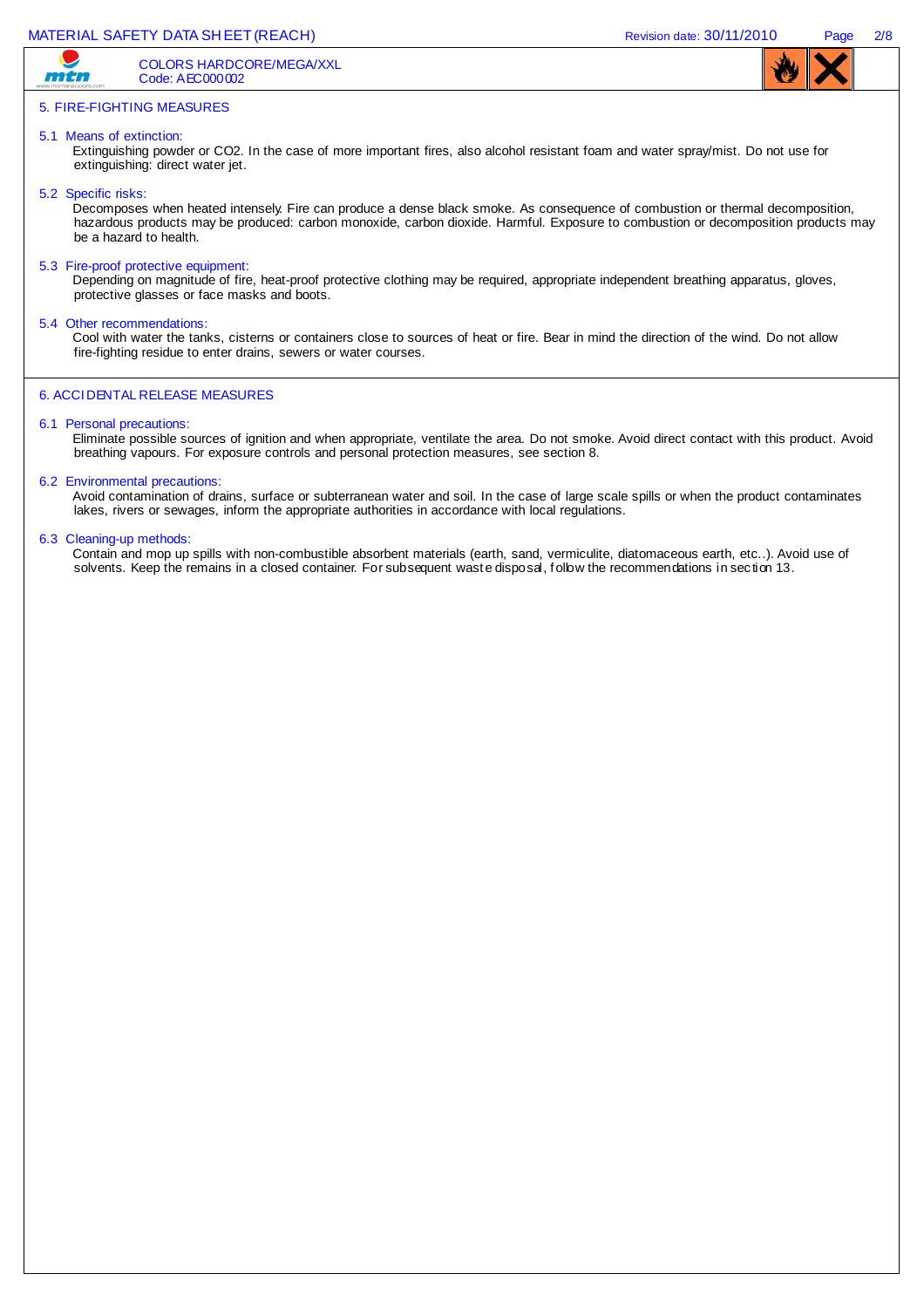## 5. FIRE-FIGHTING MEASURES

### 5.1 Means of extinction:

Extinguishing powder or CO2. In the case of more important fires, also alcohol resistant foam and water spray/mist. Do not use for extinguishing: direct water jet.

### 5.2 Specific risks:

Decomposes when heated intensely. Fire can produce a dense black smoke. As consequence of combustion or thermal decomposition, hazardous products may be produced: carbon monoxide, carbon dioxide. Harmful. Exposure to combustion or decomposition products may be a hazard to health.

### 5.3 Fire-proof protective equipment:

Depending on magnitude of fire, heat-proof protective clothing may be required, appropriate independent breathing apparatus, gloves, protective glasses or face masks and boots.

### 5.4 Other recommendations:

Cool with water the tanks, cisterns or containers close to sources of heat or fire. Bear in mind the direction of the wind. Do not allow fire-fighting residue to enter drains, sewers or water courses.

## 6. ACCIDENTAL RELEASE MEASURES

### 6.1 Personal precautions:

Eliminate possible sources of ignition and when appropriate, ventilate the area. Do not smoke. Avoid direct contact with this product. Avoid breathing vapours. For exposure controls and personal protection measures, see section 8.

### 6.2 Environmental precautions:

Avoid contamination of drains, surface or subterranean water and soil. In the case of large scale spills or when the product contaminates lakes, rivers or sewages, inform the appropriate authorities in accordance with local regulations.

### 6.3 Cleaning-up methods:

Contain and mop up spills with non-combustible absorbent materials (earth, sand, vermiculite, diatomaceous earth, etc..). Avoid use of solvents. Keep the remains in a closed container. For subsequent waste disposal, follow the recommendations in section 13.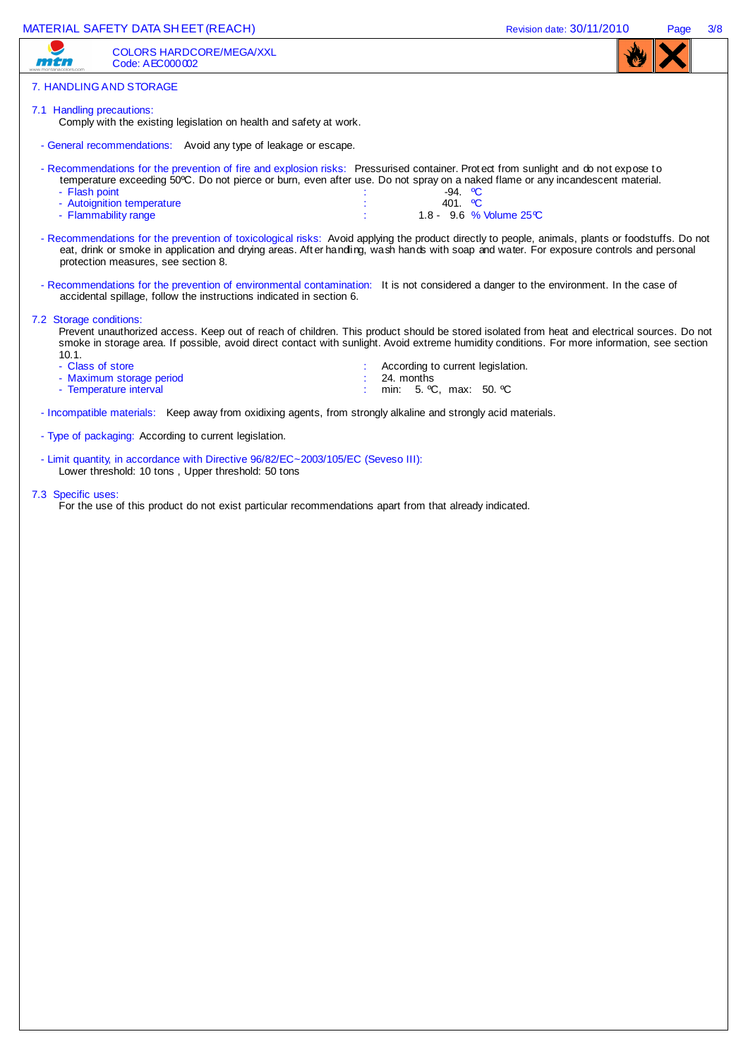COLORS HARDCORE/MEGA/XXL
Code: AEC000002

## 7. HANDLING AND STORAGE

### 7.1 Handling precautions:

Comply with the existing legislation on health and safety at work.

- General recommendations: Avoid any type of leakage or escape.

- Recommendations for the prevention of fire and explosion risks: Pressurised container. Protect from sunlight and do not expose to temperature exceeding 50ºC. Do not pierce or burn, even after use. Do not spray on a naked flame or any incandescent material.
  - Flash point : -94. ºC
  - Autoignition temperature : 401. ºC
  - Flammability range : 1.8 - 9.6 % Volume 25ºC

- Recommendations for the prevention of toxicological risks: Avoid applying the product directly to people, animals, plants or foodstuffs. Do not eat, drink or smoke in application and drying areas. After handling, wash hands with soap and water. For exposure controls and personal protection measures, see section 8.

- Recommendations for the prevention of environmental contamination: It is not considered a danger to the environment. In the case of accidental spillage, follow the instructions indicated in section 6.

### 7.2 Storage conditions:

Prevent unauthorized access. Keep out of reach of children. This product should be stored isolated from heat and electrical sources. Do not smoke in storage area. If possible, avoid direct contact with sunlight. Avoid extreme humidity conditions. For more information, see section 10.1.

- Class of store : According to current legislation.
- Maximum storage period : 24. months
- Temperature interval : min: 5. ºC, max: 50. ºC

- Incompatible materials: Keep away from oxidixing agents, from strongly alkaline and strongly acid materials.

- Type of packaging: According to current legislation.

- Limit quantity, in accordance with Directive 96/82/EC~2003/105/EC (Seveso III):
  Lower threshold: 10 tons , Upper threshold: 50 tons

### 7.3 Specific uses:

For the use of this product do not exist particular recommendations apart from that already indicated.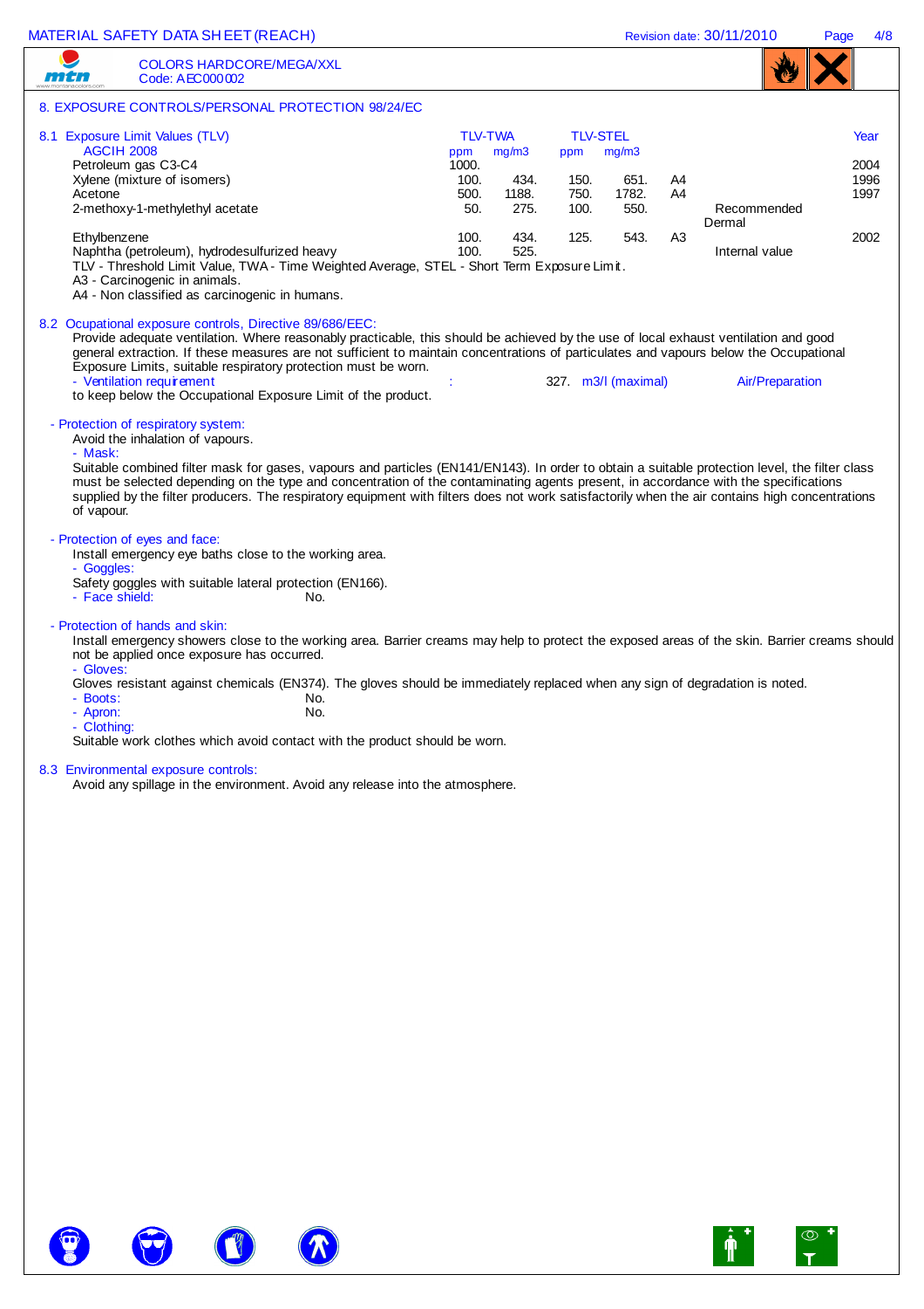COLORS HARDCORE/MEGA/XXL
Code: AEC000002

## 8. EXPOSURE CONTROLS/PERSONAL PROTECTION 98/24/EC

### 8.1 Exposure Limit Values (TLV)

| AGCIH 2008 | TLV-TWA ppm | TLV-TWA mg/m3 | TLV-STEL ppm | TLV-STEL mg/m3 | | | Year |
|---|---|---|---|---|---|---|---|
| Petroleum gas C3-C4 | 1000. | | | | | | 2004 |
| Xylene (mixture of isomers) | 100. | 434. | 150. | 651. | A4 | | 1996 |
| Acetone | 500. | 1188. | 750. | 1782. | A4 | | 1997 |
| 2-methoxy-1-methylethyl acetate | 50. | 275. | 100. | 550. | | Recommended Dermal | |
| Ethylbenzene | 100. | 434. | 125. | 543. | A3 | | 2002 |
| Naphtha (petroleum), hydrodesulfurized heavy | 100. | 525. | | | | Internal value | |

TLV - Threshold Limit Value, TWA - Time Weighted Average, STEL - Short Term Exposure Limit.
A3 - Carcinogenic in animals.
A4 - Non classified as carcinogenic in humans.

### 8.2 Occupational exposure controls, Directive 89/686/EEC:

Provide adequate ventilation. Where reasonably practicable, this should be achieved by the use of local exhaust ventilation and good general extraction. If these measures are not sufficient to maintain concentrations of particulates and vapours below the Occupational Exposure Limits, suitable respiratory protection must be worn.

- Ventilation requirement : 327. m3/l (maximal) Air/Preparation

to keep below the Occupational Exposure Limit of the product.

- Protection of respiratory system:

Avoid the inhalation of vapours.

- Mask:

Suitable combined filter mask for gases, vapours and particles (EN141/EN143). In order to obtain a suitable protection level, the filter class must be selected depending on the type and concentration of the contaminating agents present, in accordance with the specifications supplied by the filter producers. The respiratory equipment with filters does not work satisfactorily when the air contains high concentrations of vapour.

- Protection of eyes and face:

Install emergency eye baths close to the working area.

- Goggles:

Safety goggles with suitable lateral protection (EN166).

- Face shield: No.

- Protection of hands and skin:

Install emergency showers close to the working area. Barrier creams may help to protect the exposed areas of the skin. Barrier creams should not be applied once exposure has occurred.

- Gloves:

Gloves resistant against chemicals (EN374). The gloves should be immediately replaced when any sign of degradation is noted.

- Boots: No.
- Apron: No.
- Clothing:

Suitable work clothes which avoid contact with the product should be worn.

### 8.3 Environmental exposure controls:

Avoid any spillage in the environment. Avoid any release into the atmosphere.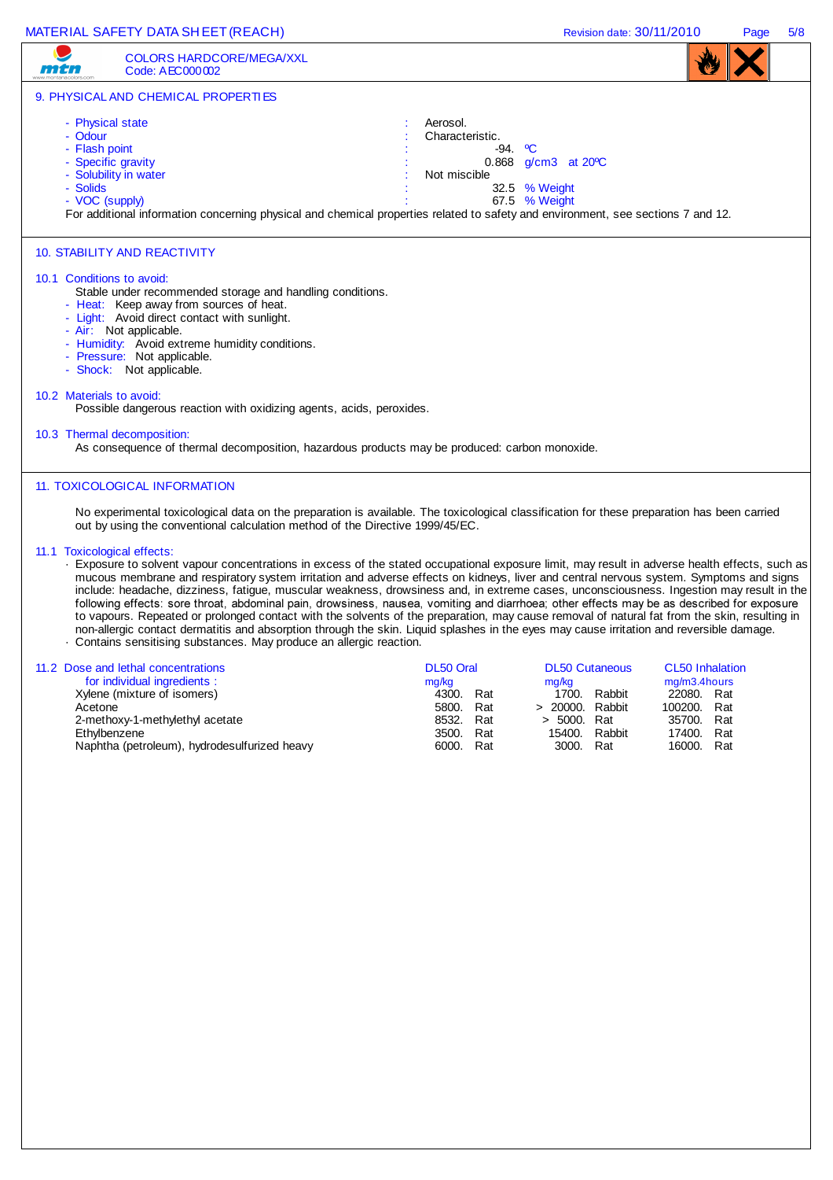COLORS HARDCORE/MEGA/XXL
Code: AEC000002

## 9. PHYSICAL AND CHEMICAL PROPERTIES

- Physical state : Aerosol.
- Odour : Characteristic.
- Flash point : -94. ºC
- Specific gravity : 0.868 g/cm3 at 20ºC
- Solubility in water : Not miscible
- Solids : 32.5 % Weight
- VOC (supply) : 67.5 % Weight

For additional information concerning physical and chemical properties related to safety and environment, see sections 7 and 12.

## 10. STABILITY AND REACTIVITY

### 10.1 Conditions to avoid:

Stable under recommended storage and handling conditions.

- Heat: Keep away from sources of heat.
- Light: Avoid direct contact with sunlight.
- Air: Not applicable.
- Humidity: Avoid extreme humidity conditions.
- Pressure: Not applicable.
- Shock: Not applicable.

### 10.2 Materials to avoid:

Possible dangerous reaction with oxidizing agents, acids, peroxides.

### 10.3 Thermal decomposition:

As consequence of thermal decomposition, hazardous products may be produced: carbon monoxide.

## 11. TOXICOLOGICAL INFORMATION

No experimental toxicological data on the preparation is available. The toxicological classification for these preparation has been carried out by using the conventional calculation method of the Directive 1999/45/EC.

### 11.1 Toxicological effects:

- Exposure to solvent vapour concentrations in excess of the stated occupational exposure limit, may result in adverse health effects, such as mucous membrane and respiratory system irritation and adverse effects on kidneys, liver and central nervous system. Symptoms and signs include: headache, dizziness, fatigue, muscular weakness, drowsiness and, in extreme cases, unconsciousness. Ingestion may result in the following effects: sore throat, abdominal pain, drowsiness, nausea, vomiting and diarrhoea; other effects may be as described for exposure to vapours. Repeated or prolonged contact with the solvents of the preparation, may cause removal of natural fat from the skin, resulting in non-allergic contact dermatitis and absorption through the skin. Liquid splashes in the eyes may cause irritation and reversible damage.
- Contains sensitising substances. May produce an allergic reaction.

### 11.2 Dose and lethal concentrations

| for individual ingredients : | DL50 Oral mg/kg | | DL50 Cutaneous mg/kg | | CL50 Inhalation mg/m3.4hours | |
|---|---|---|---|---|---|---|
| Xylene (mixture of isomers) | 4300. | Rat | 1700. | Rabbit | 22080. | Rat |
| Acetone | 5800. | Rat | > 20000. | Rabbit | 100200. | Rat |
| 2-methoxy-1-methylethyl acetate | 8532. | Rat | > 5000. | Rat | 35700. | Rat |
| Ethylbenzene | 3500. | Rat | 15400. | Rabbit | 17400. | Rat |
| Naphtha (petroleum), hydrodesulfurized heavy | 6000. | Rat | 3000. | Rat | 16000. | Rat |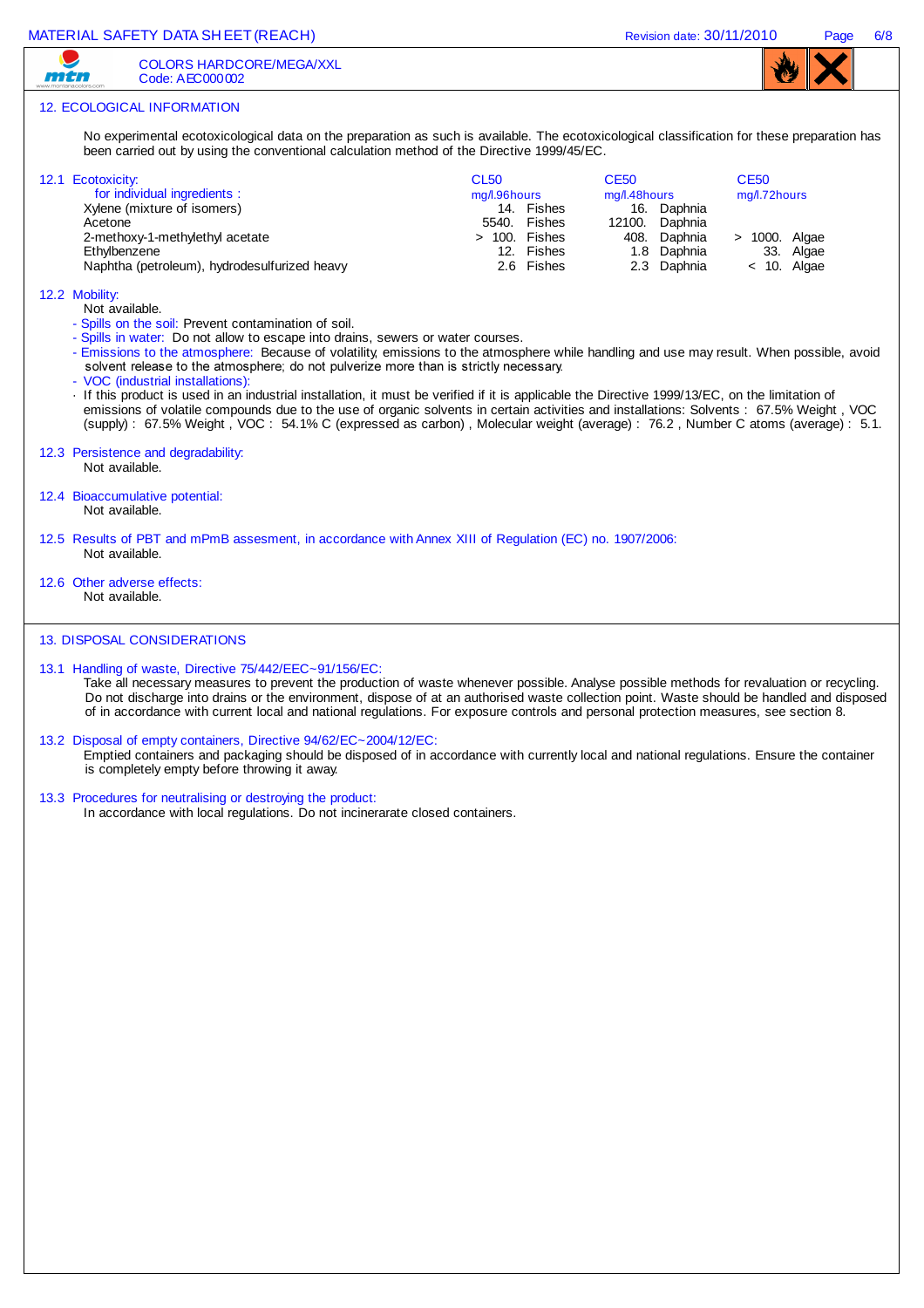COLORS HARDCORE/MEGA/XXL
Code: AEC000002

## 12. ECOLOGICAL INFORMATION

No experimental ecotoxicological data on the preparation as such is available. The ecotoxicological classification for these preparation has been carried out by using the conventional calculation method of the Directive 1999/45/EC.

### 12.1 Ecotoxicity:

| for individual ingredients : | CL50 mg/l.96hours | CE50 mg/l.48hours | CE50 mg/l.72hours |
|---|---|---|---|
| Xylene (mixture of isomers) | 14. Fishes | 16. Daphnia | |
| Acetone | 5540. Fishes | 12100. Daphnia | |
| 2-methoxy-1-methylethyl acetate | > 100. Fishes | 408. Daphnia | > 1000. Algae |
| Ethylbenzene | 12. Fishes | 1.8 Daphnia | 33. Algae |
| Naphtha (petroleum), hydrodesulfurized heavy | 2.6 Fishes | 2.3 Daphnia | < 10. Algae |

### 12.2 Mobility:

Not available.

- Spills on the soil: Prevent contamination of soil.
- Spills in water: Do not allow to escape into drains, sewers or water courses.
- Emissions to the atmosphere: Because of volatility, emissions to the atmosphere while handling and use may result. When possible, avoid solvent release to the atmosphere; do not pulverize more than is strictly necessary.
- VOC (industrial installations):

· If this product is used in an industrial installation, it must be verified if it is applicable the Directive 1999/13/EC, on the limitation of emissions of volatile compounds due to the use of organic solvents in certain activities and installations: Solvents : 67.5% Weight , VOC (supply) : 67.5% Weight , VOC : 54.1% C (expressed as carbon) , Molecular weight (average) : 76.2 , Number C atoms (average) : 5.1.

### 12.3 Persistence and degradability:

Not available.

### 12.4 Bioaccumulative potential:

Not available.

### 12.5 Results of PBT and mPmB assesment, in accordance with Annex XIII of Regulation (EC) no. 1907/2006:

Not available.

### 12.6 Other adverse effects:

Not available.

## 13. DISPOSAL CONSIDERATIONS

### 13.1 Handling of waste, Directive 75/442/EEC~91/156/EC:

Take all necessary measures to prevent the production of waste whenever possible. Analyse possible methods for revaluation or recycling. Do not discharge into drains or the environment, dispose of at an authorised waste collection point. Waste should be handled and disposed of in accordance with current local and national regulations. For exposure controls and personal protection measures, see section 8.

### 13.2 Disposal of empty containers, Directive 94/62/EC~2004/12/EC:

Emptied containers and packaging should be disposed of in accordance with currently local and national regulations. Ensure the container is completely empty before throwing it away.

### 13.3 Procedures for neutralising or destroying the product:

In accordance with local regulations. Do not incinerarate closed containers.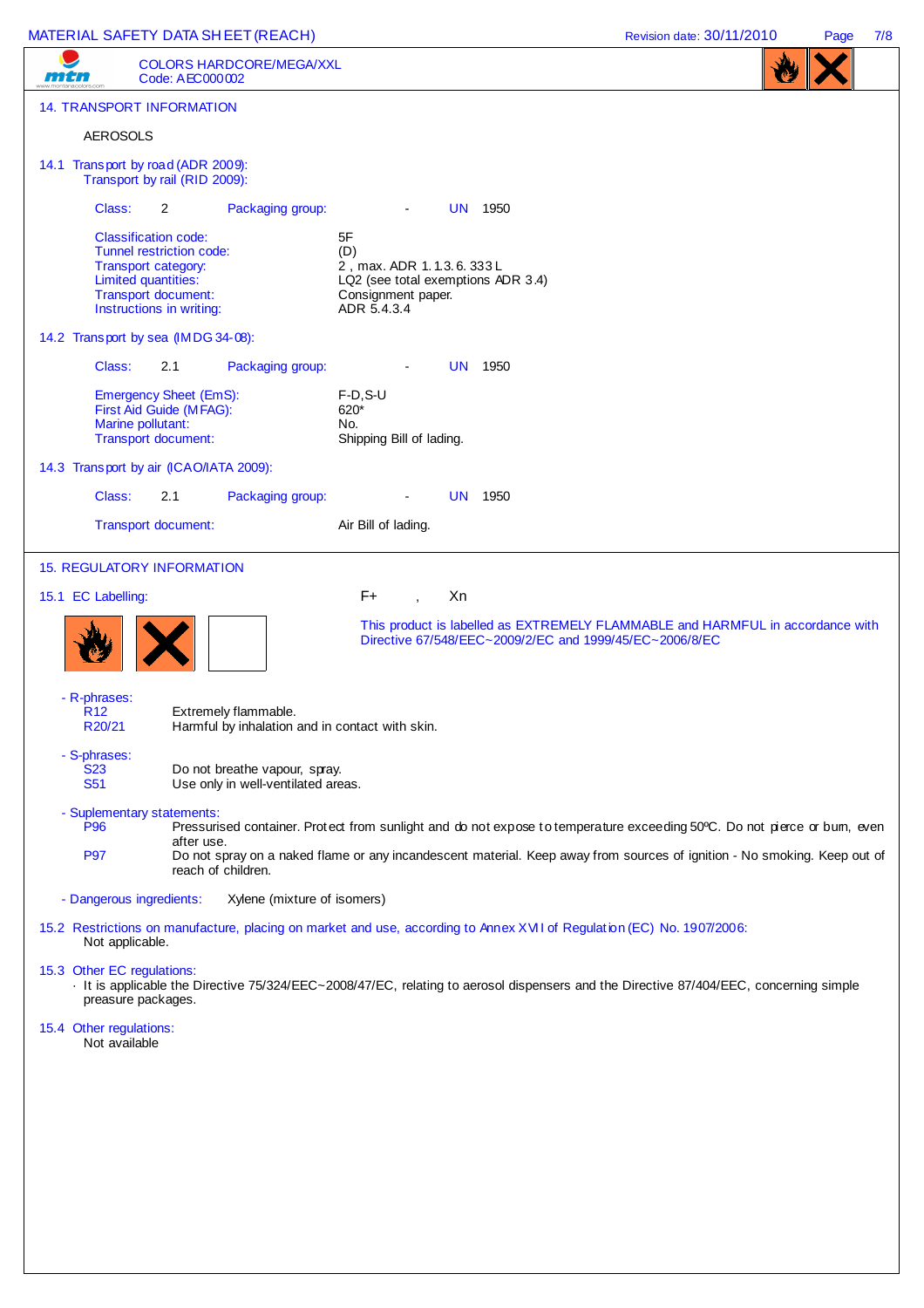COLORS HARDCORE/MEGA/XXL
Code: AEC000002

## 14. TRANSPORT INFORMATION

AEROSOLS

### 14.1 Transport by road (ADR 2009): Transport by rail (RID 2009):

Class: 2 Packaging group: - UN 1950

| | |
|---|---|
| Classification code: | 5F |
| Tunnel restriction code: | (D) |
| Transport category: | 2 , max. ADR 1.1.3.6. 333 L |
| Limited quantities: | LQ2 (see total exemptions ADR 3.4) |
| Transport document: | Consignment paper. |
| Instructions in writing: | ADR 5.4.3.4 |

### 14.2 Transport by sea (IMDG 34-08):

Class: 2.1 Packaging group: - UN 1950

| | |
|---|---|
| Emergency Sheet (EmS): | F-D,S-U |
| First Aid Guide (MFAG): | 620* |
| Marine pollutant: | No. |
| Transport document: | Shipping Bill of lading. |

### 14.3 Transport by air (ICAO/IATA 2009):

Class: 2.1 Packaging group: - UN 1950

Transport document: Air Bill of lading.

## 15. REGULATORY INFORMATION

### 15.1 EC Labelling:

F+ , Xn

This product is labelled as EXTREMELY FLAMMABLE and HARMFUL in accordance with Directive 67/548/EEC~2009/2/EC and 1999/45/EC~2006/8/EC

- R-phrases:
  - R12 Extremely flammable.
  - R20/21 Harmful by inhalation and in contact with skin.
- S-phrases:
  - S23 Do not breathe vapour, spray.
  - S51 Use only in well-ventilated areas.
- Suplementary statements:
  - P96 Pressurised container. Protect from sunlight and do not expose to temperature exceeding 50ºC. Do not pierce or burn, even after use.
  - P97 Do not spray on a naked flame or any incandescent material. Keep away from sources of ignition - No smoking. Keep out of reach of children.
- Dangerous ingredients: Xylene (mixture of isomers)

### 15.2 Restrictions on manufacture, placing on market and use, according to Annex XVII of Regulation (EC) No. 1907/2006:

Not applicable.

### 15.3 Other EC regulations:

· It is applicable the Directive 75/324/EEC~2008/47/EC, relating to aerosol dispensers and the Directive 87/404/EEC, concerning simple preasure packages.

### 15.4 Other regulations:

Not available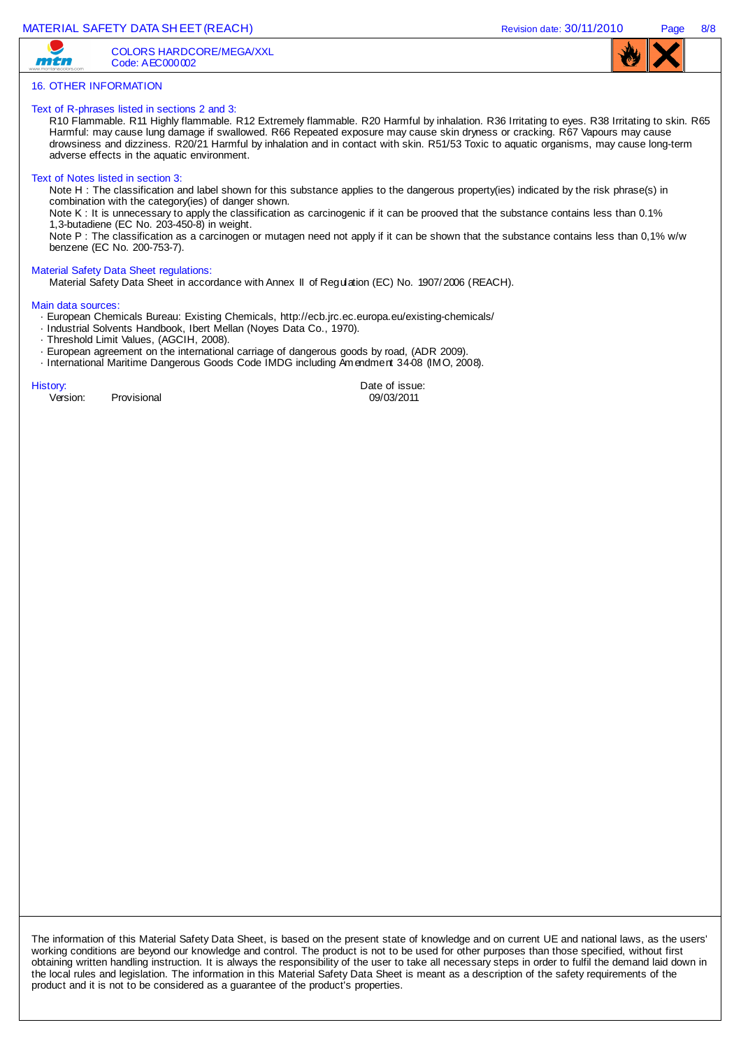## 16. OTHER INFORMATION

**Text of R-phrases listed in sections 2 and 3:**

R10 Flammable. R11 Highly flammable. R12 Extremely flammable. R20 Harmful by inhalation. R36 Irritating to eyes. R38 Irritating to skin. R65 Harmful: may cause lung damage if swallowed. R66 Repeated exposure may cause skin dryness or cracking. R67 Vapours may cause drowsiness and dizziness. R20/21 Harmful by inhalation and in contact with skin. R51/53 Toxic to aquatic organisms, may cause long-term adverse effects in the aquatic environment.

**Text of Notes listed in section 3:**

Note H : The classification and label shown for this substance applies to the dangerous property(ies) indicated by the risk phrase(s) in combination with the category(ies) of danger shown.

Note K : It is unnecessary to apply the classification as carcinogenic if it can be prooved that the substance contains less than 0.1% 1,3-butadiene (EC No. 203-450-8) in weight.

Note P : The classification as a carcinogen or mutagen need not apply if it can be shown that the substance contains less than 0,1% w/w benzene (EC No. 200-753-7).

**Material Safety Data Sheet regulations:**

Material Safety Data Sheet in accordance with Annex II of Regulation (EC) No. 1907/2006 (REACH).

**Main data sources:**

- European Chemicals Bureau: Existing Chemicals, http://ecb.jrc.ec.europa.eu/existing-chemicals/
- Industrial Solvents Handbook, Ibert Mellan (Noyes Data Co., 1970).
- Threshold Limit Values, (AGCIH, 2008).
- European agreement on the international carriage of dangerous goods by road, (ADR 2009).
- International Maritime Dangerous Goods Code IMDG including Amendment 34-08 (IMO, 2008).

**History:**

| Version: | | Date of issue: |
|---|---|---|
| Version: | Provisional | 09/03/2011 |

The information of this Material Safety Data Sheet, is based on the present state of knowledge and on current UE and national laws, as the users' working conditions are beyond our knowledge and control. The product is not to be used for other purposes than those specified, without first obtaining written handling instruction. It is always the responsibility of the user to take all necessary steps in order to fulfil the demand laid down in the local rules and legislation. The information in this Material Safety Data Sheet is meant as a description of the safety requirements of the product and it is not to be considered as a guarantee of the product's properties.